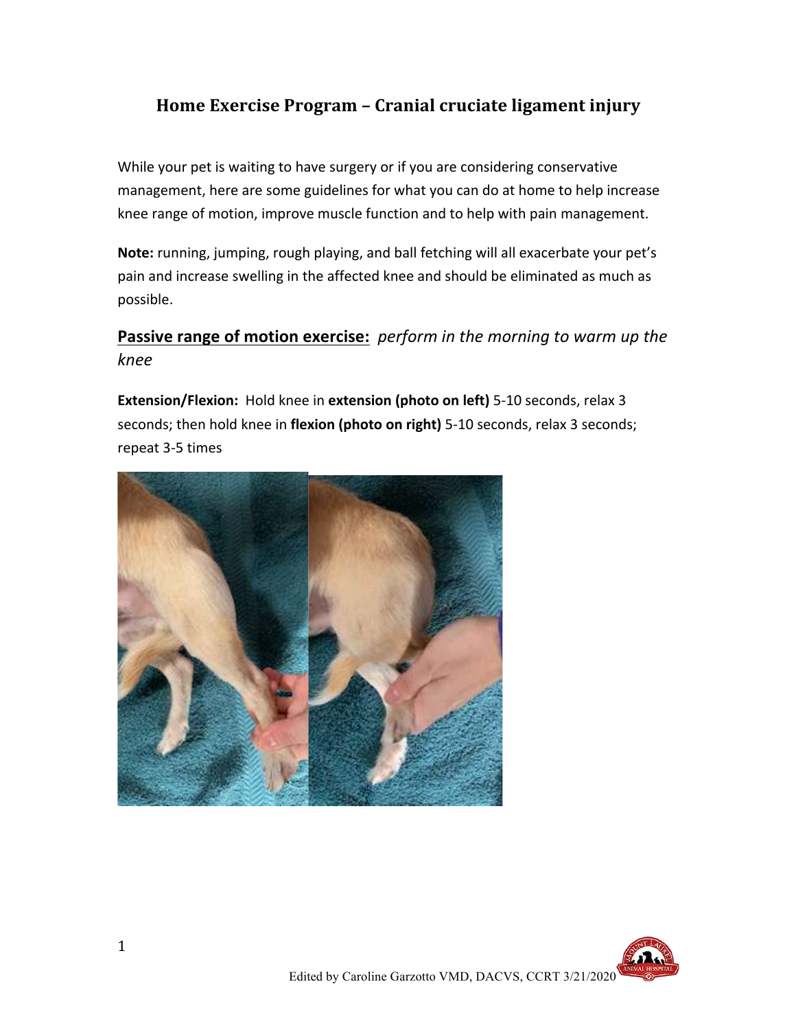# Home Exercise Program – Cranial cruciate ligament injury

While your pet is waiting to have surgery or if you are considering conservative management, here are some guidelines for what you can do at home to help increase knee range of motion, improve muscle function and to help with pain management.

**Note:** running, jumping, rough playing, and ball fetching will all exacerbate your pet's pain and increase swelling in the affected knee and should be eliminated as much as possible.

## <u>Passive range of motion exercise:</u> *perform in the morning to warm up the knee*

**Extension/Flexion:** Hold knee in **extension (photo on left)** 5-10 seconds, relax 3 seconds; then hold knee in **flexion (photo on right)** 5-10 seconds, relax 3 seconds; repeat 3-5 times

Edited by Caroline Garzotto VMD, DACVS, CCRT 3/21/2020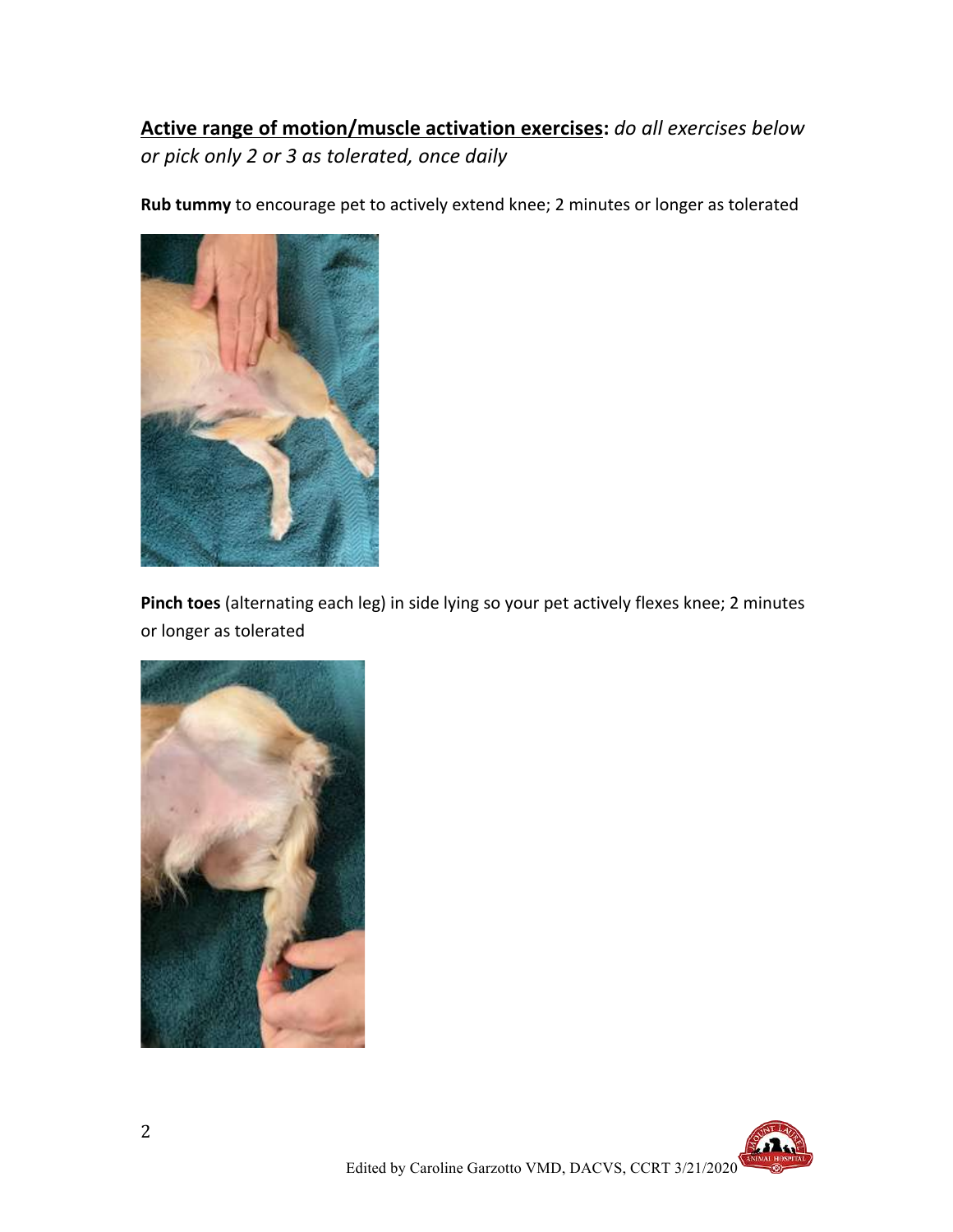**<u>Active range of motion/muscle activation exercises</u>:** *do all exercises below or pick only 2 or 3 as tolerated, once daily*

**Rub tummy** to encourage pet to actively extend knee; 2 minutes or longer as tolerated

**Pinch toes** (alternating each leg) in side lying so your pet actively flexes knee; 2 minutes or longer as tolerated

Edited by Caroline Garzotto VMD, DACVS, CCRT 3/21/2020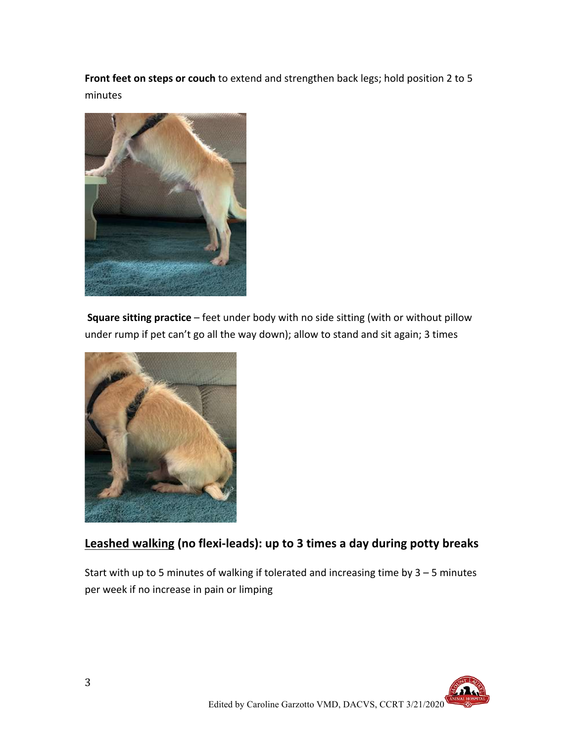**Front feet on steps or couch** to extend and strengthen back legs; hold position 2 to 5 minutes

**Square sitting practice** – feet under body with no side sitting (with or without pillow under rump if pet can't go all the way down); allow to stand and sit again; 3 times

## Leashed walking (no flexi-leads): up to 3 times a day during potty breaks

Start with up to 5 minutes of walking if tolerated and increasing time by 3 – 5 minutes per week if no increase in pain or limping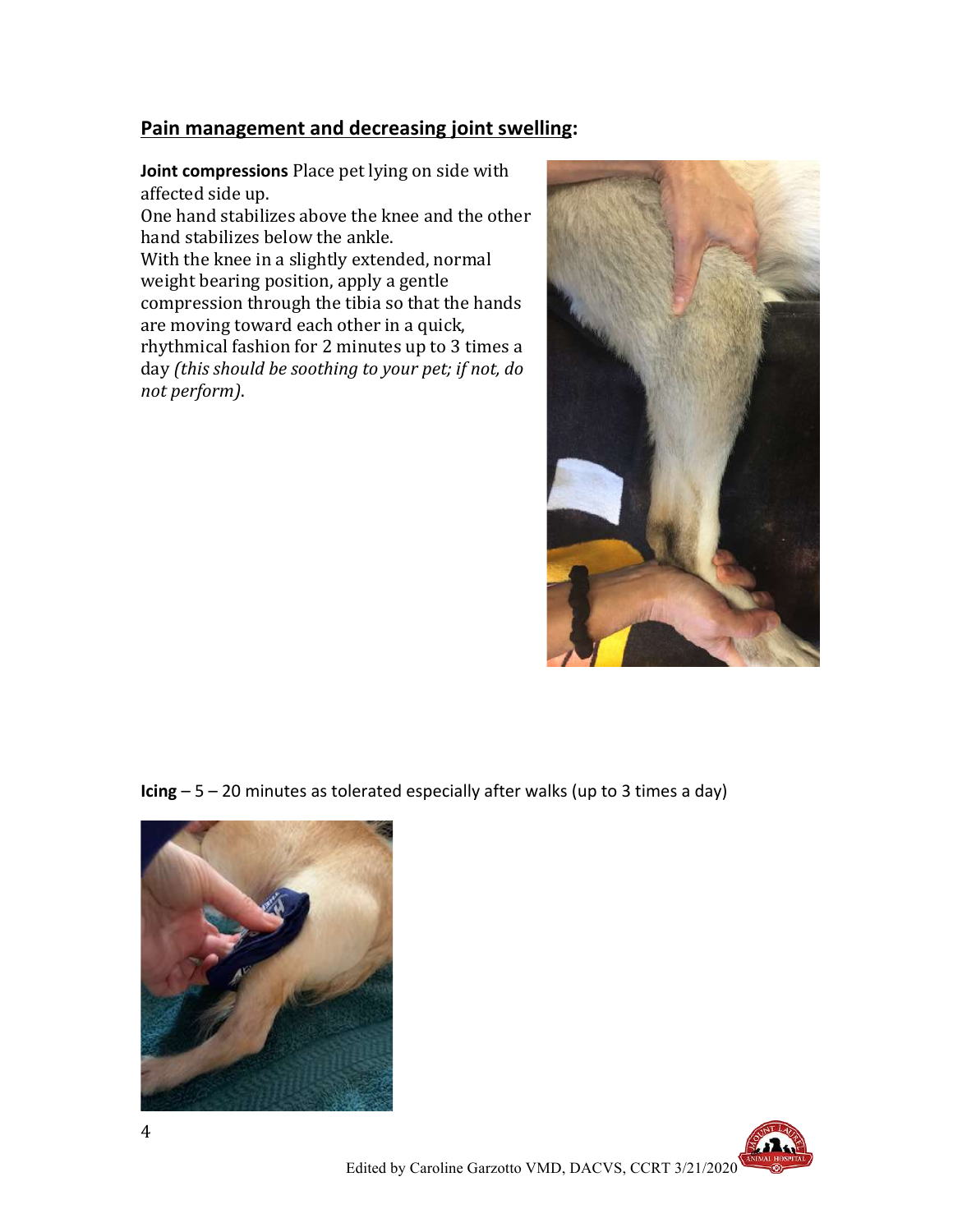## Pain management and decreasing joint swelling:

**Joint compressions** Place pet lying on side with affected side up.
One hand stabilizes above the knee and the other hand stabilizes below the ankle.
With the knee in a slightly extended, normal weight bearing position, apply a gentle compression through the tibia so that the hands are moving toward each other in a quick, rhythmical fashion for 2 minutes up to 3 times a day *(this should be soothing to your pet; if not, do not perform)*.

**Icing** – 5 – 20 minutes as tolerated especially after walks (up to 3 times a day)

Edited by Caroline Garzotto VMD, DACVS, CCRT 3/21/2020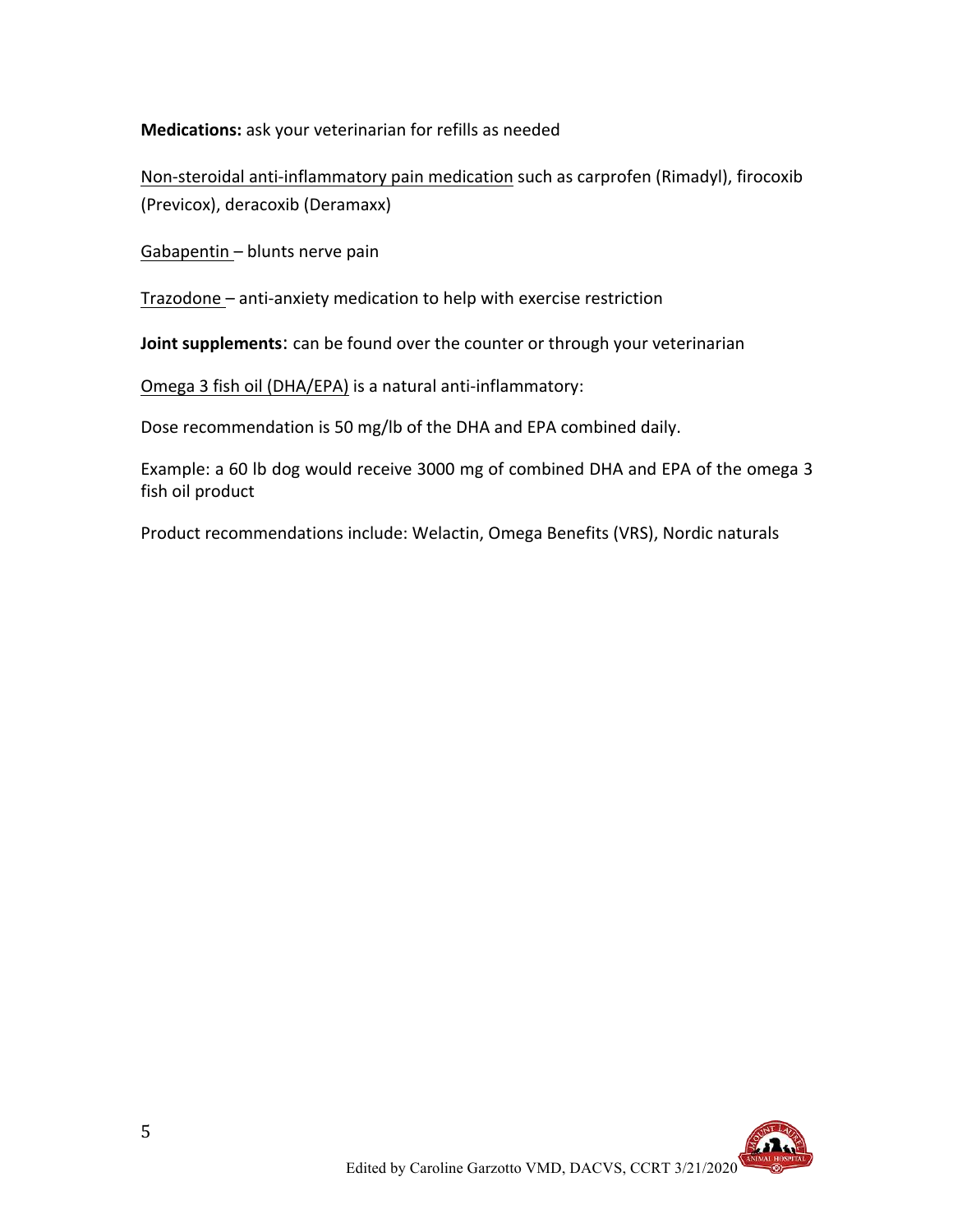**Medications:** ask your veterinarian for refills as needed

Non-steroidal anti-inflammatory pain medication such as carprofen (Rimadyl), firocoxib (Previcox), deracoxib (Deramaxx)

Gabapentin – blunts nerve pain

Trazodone – anti-anxiety medication to help with exercise restriction

**Joint supplements**: can be found over the counter or through your veterinarian

Omega 3 fish oil (DHA/EPA) is a natural anti-inflammatory:

Dose recommendation is 50 mg/lb of the DHA and EPA combined daily.

Example: a 60 lb dog would receive 3000 mg of combined DHA and EPA of the omega 3 fish oil product

Product recommendations include: Welactin, Omega Benefits (VRS), Nordic naturals